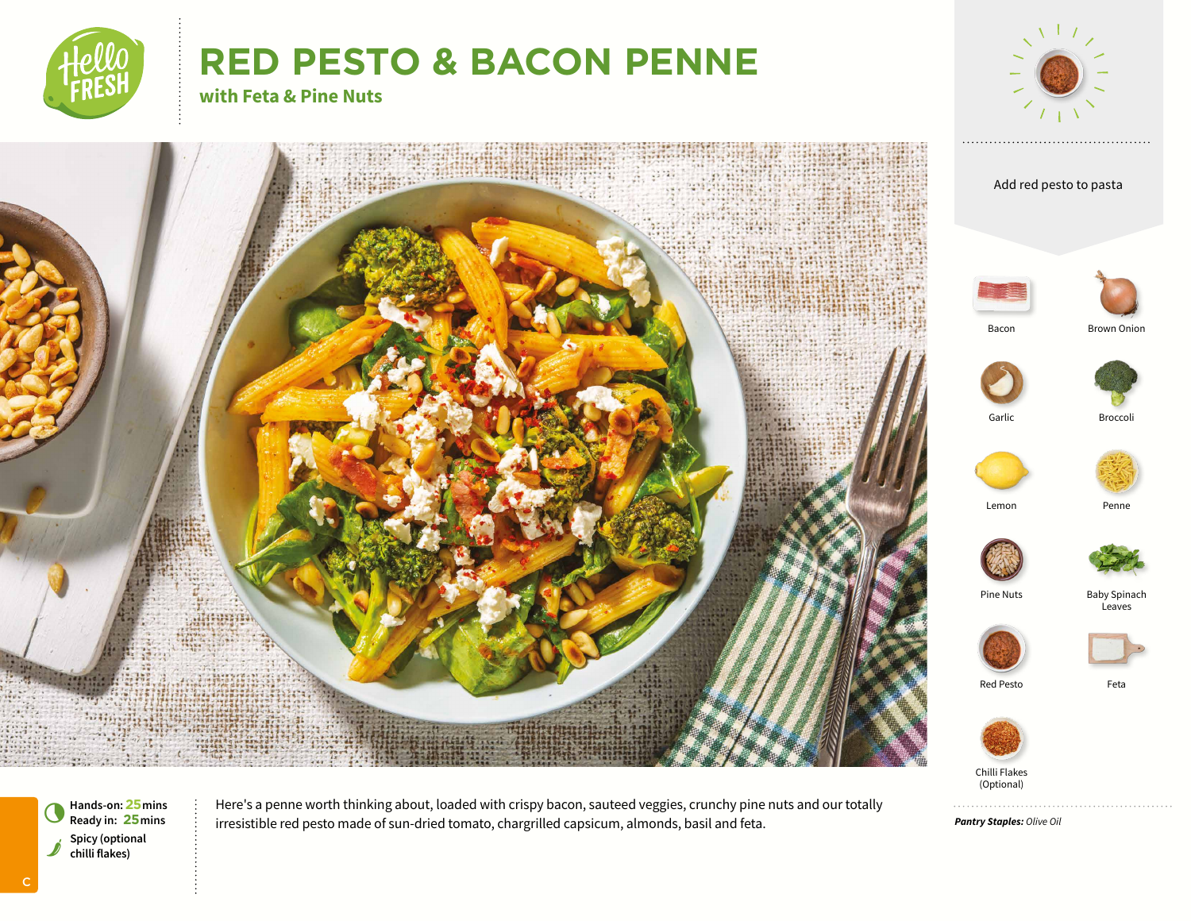# RED PESTO & BACON PENNE

## with Feta & Pine Nuts

Add red pesto to pasta

- Bacon
- Brown Onion
- Garlic
- Broccoli
- Lemon
- Penne
- Pine Nuts
- Baby Spinach Leaves
- Red Pesto
- Feta
- Chilli Flakes (Optional)

*Pantry Staples:* Olive Oil

**Hands-on:** 25 mins
**Ready in:** 25 mins
**Spicy (optional chilli flakes)**

Here's a penne worth thinking about, loaded with crispy bacon, sauteed veggies, crunchy pine nuts and our totally irresistible red pesto made of sun-dried tomato, chargrilled capsicum, almonds, basil and feta.

C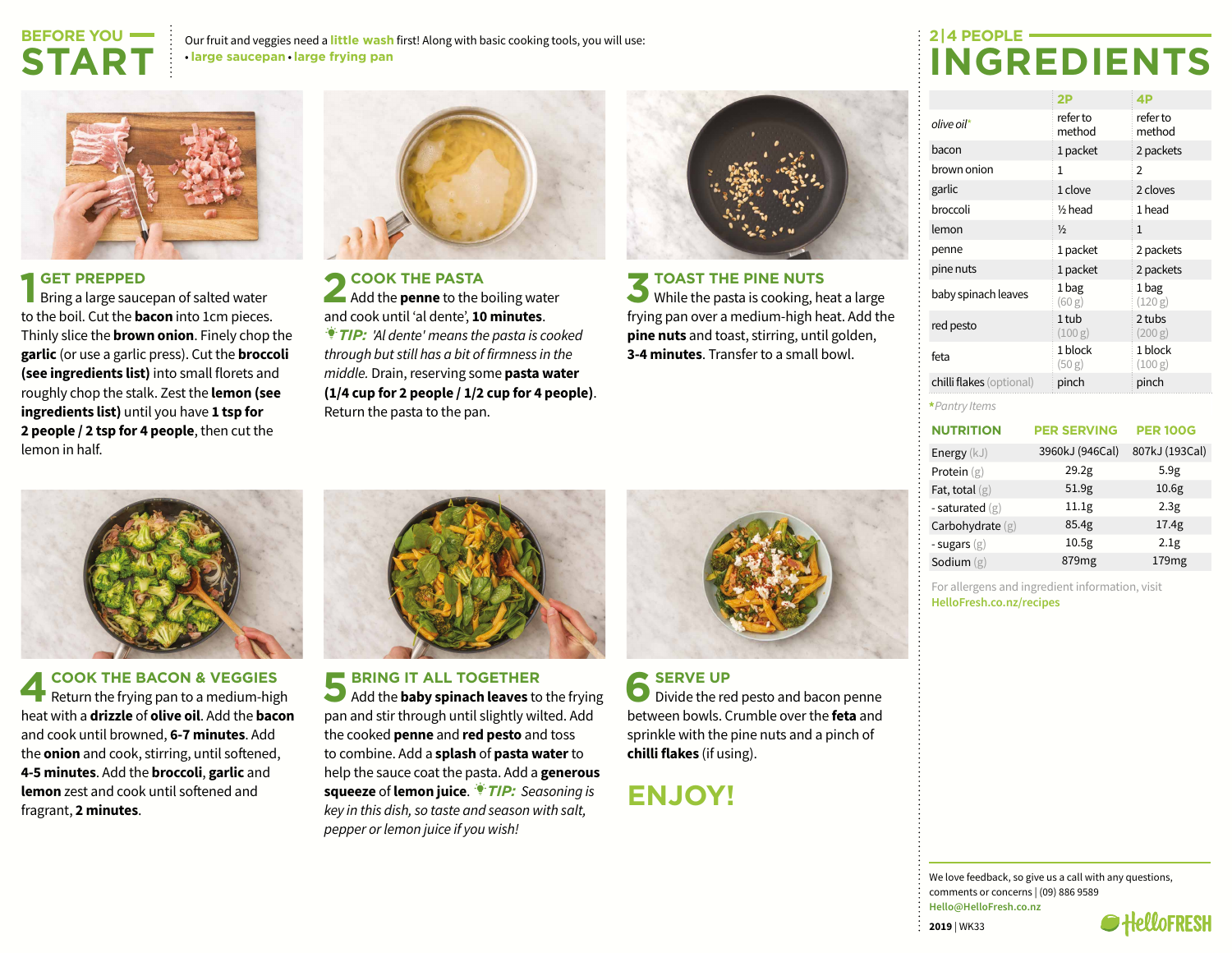## BEFORE YOU START

Our fruit and veggies need a **little wash** first! Along with basic cooking tools, you will use:
• **large saucepan** • **large frying pan**

### 1 GET PREPPED

Bring a large saucepan of salted water to the boil. Cut the **bacon** into 1cm pieces. Thinly slice the **brown onion**. Finely chop the **garlic** (or use a garlic press). Cut the **broccoli (see ingredients list)** into small florets and roughly chop the stalk. Zest the **lemon (see ingredients list)** until you have **1 tsp for 2 people / 2 tsp for 4 people**, then cut the lemon in half.

### 2 COOK THE PASTA

Add the **penne** to the boiling water and cook until 'al dente', **10 minutes**. *TIP: 'Al dente' means the pasta is cooked through but still has a bit of firmness in the middle.* Drain, reserving some **pasta water (1/4 cup for 2 people / 1/2 cup for 4 people)**. Return the pasta to the pan.

### 3 TOAST THE PINE NUTS

While the pasta is cooking, heat a large frying pan over a medium-high heat. Add the **pine nuts** and toast, stirring, until golden, **3-4 minutes**. Transfer to a small bowl.

### 4 COOK THE BACON & VEGGIES

Return the frying pan to a medium-high heat with a **drizzle** of **olive oil**. Add the **bacon** and cook until browned, **6-7 minutes**. Add the **onion** and cook, stirring, until softened, **4-5 minutes**. Add the **broccoli**, **garlic** and **lemon** zest and cook until softened and fragrant, **2 minutes**.

### 5 BRING IT ALL TOGETHER

Add the **baby spinach leaves** to the frying pan and stir through until slightly wilted. Add the cooked **penne** and **red pesto** and toss to combine. Add a **splash** of **pasta water** to help the sauce coat the pasta. Add a **generous squeeze** of **lemon juice**. *TIP: Seasoning is key in this dish, so taste and season with salt, pepper or lemon juice if you wish!*

### 6 SERVE UP

Divide the red pesto and bacon penne between bowls. Crumble over the **feta** and sprinkle with the pine nuts and a pinch of **chilli flakes** (if using).

**ENJOY!**

## 2|4 PEOPLE INGREDIENTS

| | 2P | 4P |
|---|---|---|
| *olive oil** | refer to method | refer to method |
| bacon | 1 packet | 2 packets |
| brown onion | 1 | 2 |
| garlic | 1 clove | 2 cloves |
| broccoli | ½ head | 1 head |
| lemon | ½ | 1 |
| penne | 1 packet | 2 packets |
| pine nuts | 1 packet | 2 packets |
| baby spinach leaves | 1 bag (60 g) | 1 bag (120 g) |
| red pesto | 1 tub (100 g) | 2 tubs (200 g) |
| feta | 1 block (50 g) | 1 block (100 g) |
| chilli flakes (optional) | pinch | pinch |

**\*Pantry Items*

| NUTRITION | PER SERVING | PER 100G |
|---|---|---|
| Energy (kJ) | 3960kJ (946Cal) | 807kJ (193Cal) |
| Protein (g) | 29.2g | 5.9g |
| Fat, total (g) | 51.9g | 10.6g |
| - saturated (g) | 11.1g | 2.3g |
| Carbohydrate (g) | 85.4g | 17.4g |
| - sugars (g) | 10.5g | 2.1g |
| Sodium (g) | 879mg | 179mg |

For allergens and ingredient information, visit **HelloFresh.co.nz/recipes**

We love feedback, so give us a call with any questions, comments or concerns | (09) 886 9589
**Hello@HelloFresh.co.nz**

**2019** | WK33

HelloFRESH